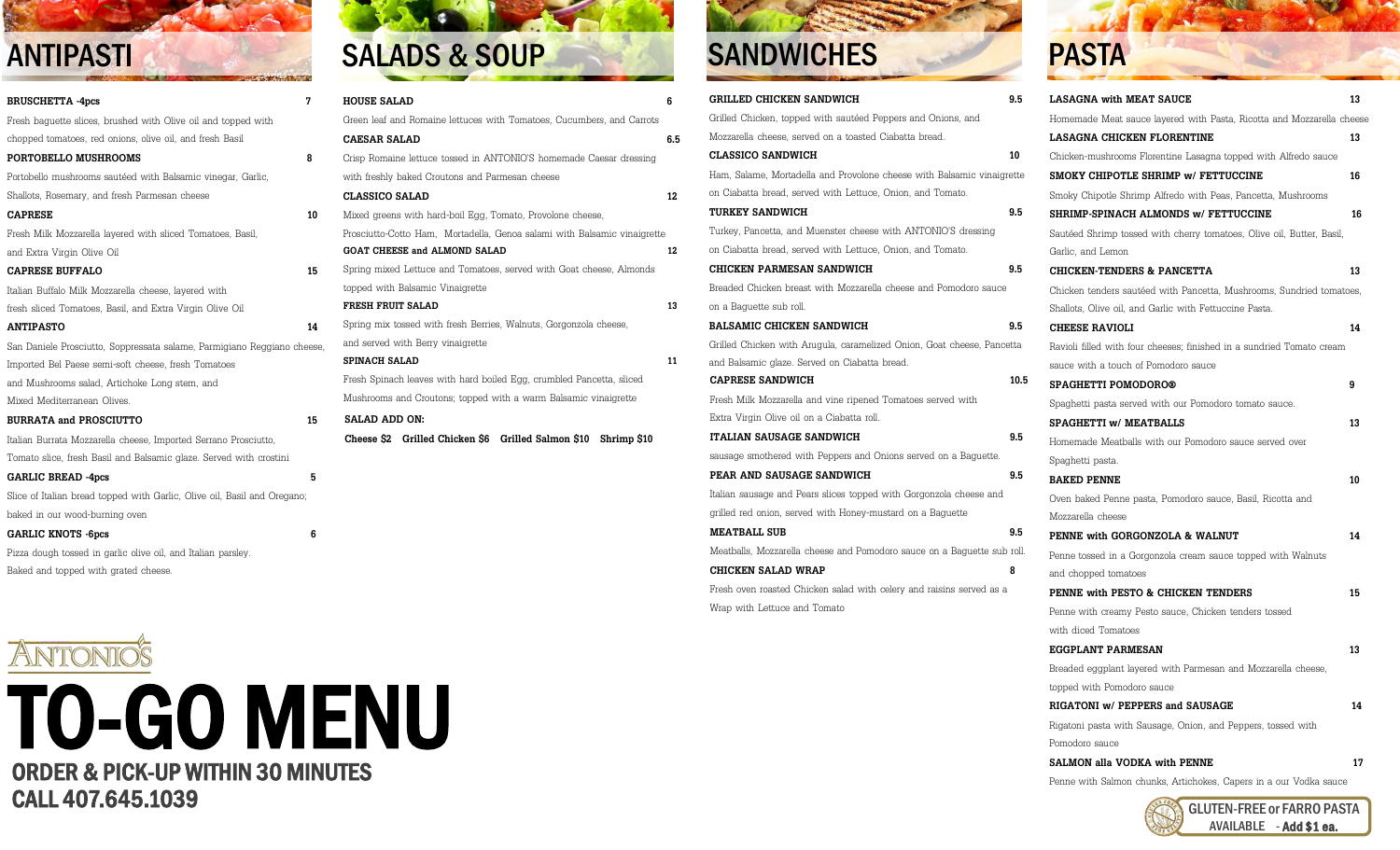# ANTIPASTI

**BRUSCHETTA -4pcs** 7

Fresh baguette slices, brushed with Olive oil and topped with chopped tomatoes, red onions, olive oil, and fresh Basil

**PORTOBELLO MUSHROOMS** 8

Portobello mushrooms sautéed with Balsamic vinegar, Garlic, Shallots, Rosemary, and fresh Parmesan cheese

**CAPRESE** 10

Fresh Milk Mozzarella layered with sliced Tomatoes, Basil, and Extra Virgin Olive Oil

**CAPRESE BUFFALO** 15

Italian Buffalo Milk Mozzarella cheese, layered with fresh sliced Tomatoes, Basil, and Extra Virgin Olive Oil

**ANTIPASTO** 14

San Daniele Prosciutto, Soppressata salame, Parmigiano Reggiano cheese, Imported Bel Paese semi-soft cheese, fresh Tomatoes and Mushrooms salad, Artichoke Long stem, and Mixed Mediterranean Olives.

**BURRATA and PROSCIUTTO** 15

Italian Burrata Mozzarella cheese, Imported Serrano Prosciutto, Tomato slice, fresh Basil and Balsamic glaze. Served with crostini

**GARLIC BREAD -4pcs** 5

Slice of Italian bread topped with Garlic, Olive oil, Basil and Oregano; baked in our wood-burning oven

**GARLIC KNOTS -6pcs** 6

Pizza dough tossed in garlic olive oil, and Italian parsley. Baked and topped with grated cheese.

# SALADS & SOUP

**HOUSE SALAD** 6

Green leaf and Romaine lettuces with Tomatoes, Cucumbers, and Carrots

**CAESAR SALAD** 6.5

Crisp Romaine lettuce tossed in ANTONIO'S homemade Caesar dressing with freshly baked Croutons and Parmesan cheese

**CLASSICO SALAD** 12

Mixed greens with hard-boil Egg, Tomato, Provolone cheese, Prosciutto-Cotto Ham, Mortadella, Genoa salami with Balsamic vinaigrette

**GOAT CHEESE and ALMOND SALAD** 12

Spring mixed Lettuce and Tomatoes, served with Goat cheese, Almonds topped with Balsamic Vinaigrette

**FRESH FRUIT SALAD** 13

Spring mix tossed with fresh Berries, Walnuts, Gorgonzola cheese, and served with Berry vinaigrette

**SPINACH SALAD** 11

Fresh Spinach leaves with hard boiled Egg, crumbled Pancetta, sliced Mushrooms and Croutons; topped with a warm Balsamic vinaigrette

**SALAD ADD ON:**

**Cheese $2 Grilled Chicken $6 Grilled Salmon $10 Shrimp $10**

# SANDWICHES

**GRILLED CHICKEN SANDWICH** 9.5

Grilled Chicken, topped with sautéed Peppers and Onions, and Mozzarella cheese, served on a toasted Ciabatta bread.

**CLASSICO SANDWICH** 10

Ham, Salame, Mortadella and Provolone cheese with Balsamic vinaigrette on Ciabatta bread, served with Lettuce, Onion, and Tomato.

**TURKEY SANDWICH** 9.5

Turkey, Pancetta, and Muenster cheese with ANTONIO'S dressing on Ciabatta bread, served with Lettuce, Onion, and Tomato.

**CHICKEN PARMESAN SANDWICH** 9.5

Breaded Chicken breast with Mozzarella cheese and Pomodoro sauce on a Baguette sub roll.

**BALSAMIC CHICKEN SANDWICH** 9.5

Grilled Chicken with Arugula, caramelized Onion, Goat cheese, Pancetta and Balsamic glaze. Served on Ciabatta bread.

**CAPRESE SANDWICH** 10.5

Fresh Milk Mozzarella and vine ripened Tomatoes served with Extra Virgin Olive oil on a Ciabatta roll.

**ITALIAN SAUSAGE SANDWICH** 9.5

sausage smothered with Peppers and Onions served on a Baguette.

**PEAR AND SAUSAGE SANDWICH** 9.5

Italian sausage and Pears slices topped with Gorgonzola cheese and grilled red onion, served with Honey-mustard on a Baguette

**MEATBALL SUB** 9.5

Meatballs, Mozzarella cheese and Pomodoro sauce on a Baguette sub roll.

**CHICKEN SALAD WRAP** 8

Fresh oven roasted Chicken salad with celery and raisins served as a Wrap with Lettuce and Tomato

# PASTA

**LASAGNA with MEAT SAUCE** 13

Homemade Meat sauce layered with Pasta, Ricotta and Mozzarella cheese

**LASAGNA CHICKEN FLORENTINE** 13

Chicken-mushrooms Florentine Lasagna topped with Alfredo sauce

**SMOKY CHIPOTLE SHRIMP w/ FETTUCCINE** 16

Smoky Chipotle Shrimp Alfredo with Peas, Pancetta, Mushrooms

**SHRIMP-SPINACH ALMONDS w/ FETTUCCINE** 16

Sautéed Shrimp tossed with cherry tomatoes, Olive oil, Butter, Basil, Garlic, and Lemon

**CHICKEN-TENDERS & PANCETTA** 13

Chicken tenders sautéed with Pancetta, Mushrooms, Sundried tomatoes, Shallots, Olive oil, and Garlic with Fettuccine Pasta.

**CHEESE RAVIOLI** 14

Ravioli filled with four cheeses; finished in a sundried Tomato cream sauce with a touch of Pomodoro sauce

**SPAGHETTI POMODORO®** 9

Spaghetti pasta served with our Pomodoro tomato sauce.

**SPAGHETTI w/ MEATBALLS** 13

Homemade Meatballs with our Pomodoro sauce served over Spaghetti pasta.

**BAKED PENNE** 10

Oven baked Penne pasta, Pomodoro sauce, Basil, Ricotta and Mozzarella cheese

**PENNE with GORGONZOLA & WALNUT** 14

Penne tossed in a Gorgonzola cream sauce topped with Walnuts and chopped tomatoes

**PENNE with PESTO & CHICKEN TENDERS** 15

Penne with creamy Pesto sauce, Chicken tenders tossed with diced Tomatoes

**EGGPLANT PARMESAN** 13

Breaded eggplant layered with Parmesan and Mozzarella cheese, topped with Pomodoro sauce

**RIGATONI w/ PEPPERS and SAUSAGE** 14

Rigatoni pasta with Sausage, Onion, and Peppers, tossed with Pomodoro sauce

**SALMON alla VODKA with PENNE** 17

Penne with Salmon chunks, Artichokes, Capers in a our Vodka sauce

**GLUTEN-FREE or FARRO PASTA AVAILABLE - Add $1 ea.**

ANTONIO'S

# TO-GO MENU

**ORDER & PICK-UP WITHIN 30 MINUTES**

**CALL 407.645.1039**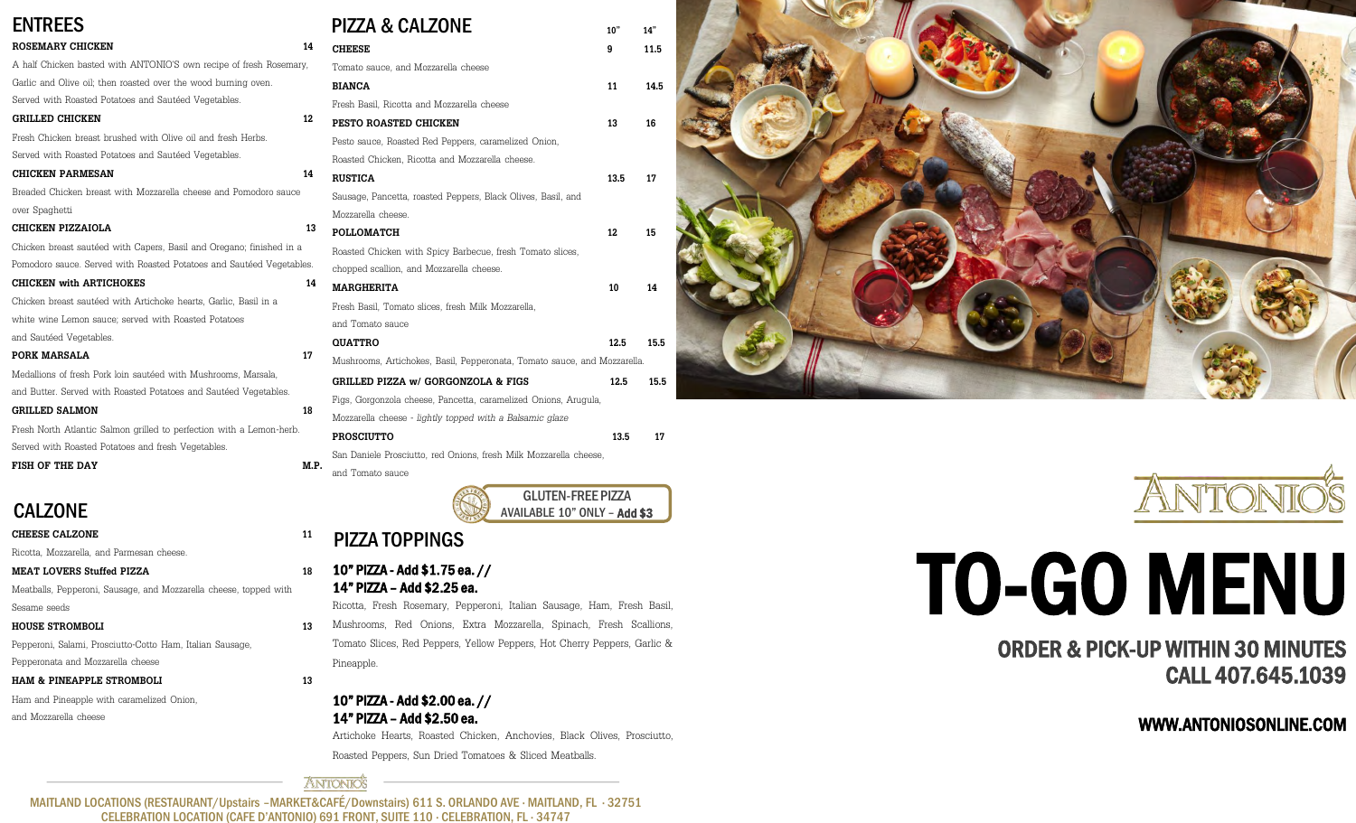## ENTREES

**ROSEMARY CHICKEN** 14
A half Chicken basted with ANTONIO'S own recipe of fresh Rosemary, Garlic and Olive oil; then roasted over the wood burning oven. Served with Roasted Potatoes and Sautéed Vegetables.

**GRILLED CHICKEN** 12
Fresh Chicken breast brushed with Olive oil and fresh Herbs. Served with Roasted Potatoes and Sautéed Vegetables.

**CHICKEN PARMESAN** 14
Breaded Chicken breast with Mozzarella cheese and Pomodoro sauce over Spaghetti

**CHICKEN PIZZAIOLA** 13
Chicken breast sautéed with Capers, Basil and Oregano; finished in a Pomodoro sauce. Served with Roasted Potatoes and Sautéed Vegetables.

**CHICKEN with ARTICHOKES** 14
Chicken breast sautéed with Artichoke hearts, Garlic, Basil in a white wine Lemon sauce; served with Roasted Potatoes and Sautéed Vegetables.

**PORK MARSALA** 17
Medallions of fresh Pork loin sautéed with Mushrooms, Marsala, and Butter. Served with Roasted Potatoes and Sautéed Vegetables.

**GRILLED SALMON** 18
Fresh North Atlantic Salmon grilled to perfection with a Lemon-herb. Served with Roasted Potatoes and fresh Vegetables.

**FISH OF THE DAY** M.P.

## CALZONE

**CHEESE CALZONE** 11
Ricotta, Mozzarella, and Parmesan cheese.

**MEAT LOVERS Stuffed PIZZA** 18
Meatballs, Pepperoni, Sausage, and Mozzarella cheese, topped with Sesame seeds

**HOUSE STROMBOLI** 13
Pepperoni, Salami, Prosciutto-Cotto Ham, Italian Sausage, Pepperonata and Mozzarella cheese

**HAM & PINEAPPLE STROMBOLI** 13
Ham and Pineapple with caramelized Onion, and Mozzarella cheese

## PIZZA & CALZONE

| | 10" | 14" |
|---|---|---|
| **CHEESE** | 9 | 11.5 |
| Tomato sauce, and Mozzarella cheese | | |
| **BIANCA** | 11 | 14.5 |
| Fresh Basil, Ricotta and Mozzarella cheese | | |
| **PESTO ROASTED CHICKEN** | 13 | 16 |
| Pesto sauce, Roasted Red Peppers, caramelized Onion, Roasted Chicken, Ricotta and Mozzarella cheese. | | |
| **RUSTICA** | 13.5 | 17 |
| Sausage, Pancetta, roasted Peppers, Black Olives, Basil, and Mozzarella cheese. | | |
| **POLLOMATCH** | 12 | 15 |
| Roasted Chicken with Spicy Barbecue, fresh Tomato slices, chopped scallion, and Mozzarella cheese. | | |
| **MARGHERITA** | 10 | 14 |
| Fresh Basil, Tomato slices, fresh Milk Mozzarella, and Tomato sauce | | |
| **QUATTRO** | 12.5 | 15.5 |
| Mushrooms, Artichokes, Basil, Pepperonata, Tomato sauce, and Mozzarella. | | |
| **GRILLED PIZZA w/ GORGONZOLA & FIGS** | 12.5 | 15.5 |
| Figs, Gorgonzola cheese, Pancetta, caramelized Onions, Arugula, Mozzarella cheese - *lightly topped with a Balsamic glaze* | | |
| **PROSCIUTTO** | 13.5 | 17 |
| San Daniele Prosciutto, red Onions, fresh Milk Mozzarella cheese, and Tomato sauce | | |

**GLUTEN-FREE PIZZA AVAILABLE 10" ONLY – Add $3**

## PIZZA TOPPINGS

### 10" PIZZA - Add $1.75 ea. // 14" PIZZA – Add $2.25 ea.

Ricotta, Fresh Rosemary, Pepperoni, Italian Sausage, Ham, Fresh Basil, Mushrooms, Red Onions, Extra Mozzarella, Spinach, Fresh Scallions, Tomato Slices, Red Peppers, Yellow Peppers, Hot Cherry Peppers, Garlic & Pineapple.

### 10" PIZZA - Add $2.00 ea. // 14" PIZZA – Add $2.50 ea.

Artichoke Hearts, Roasted Chicken, Anchovies, Black Olives, Prosciutto, Roasted Peppers, Sun Dried Tomatoes & Sliced Meatballs.

ANTONIO'S

# TO-GO MENU

## ORDER & PICK-UP WITHIN 30 MINUTES CALL 407.645.1039

**WWW.ANTONIOSONLINE.COM**

MAITLAND LOCATIONS (RESTAURANT/Upstairs –MARKET&CAFÉ/Downstairs) 611 S. ORLANDO AVE · MAITLAND, FL · 32751
CELEBRATION LOCATION (CAFE D'ANTONIO) 691 FRONT, SUITE 110 · CELEBRATION, FL · 34747